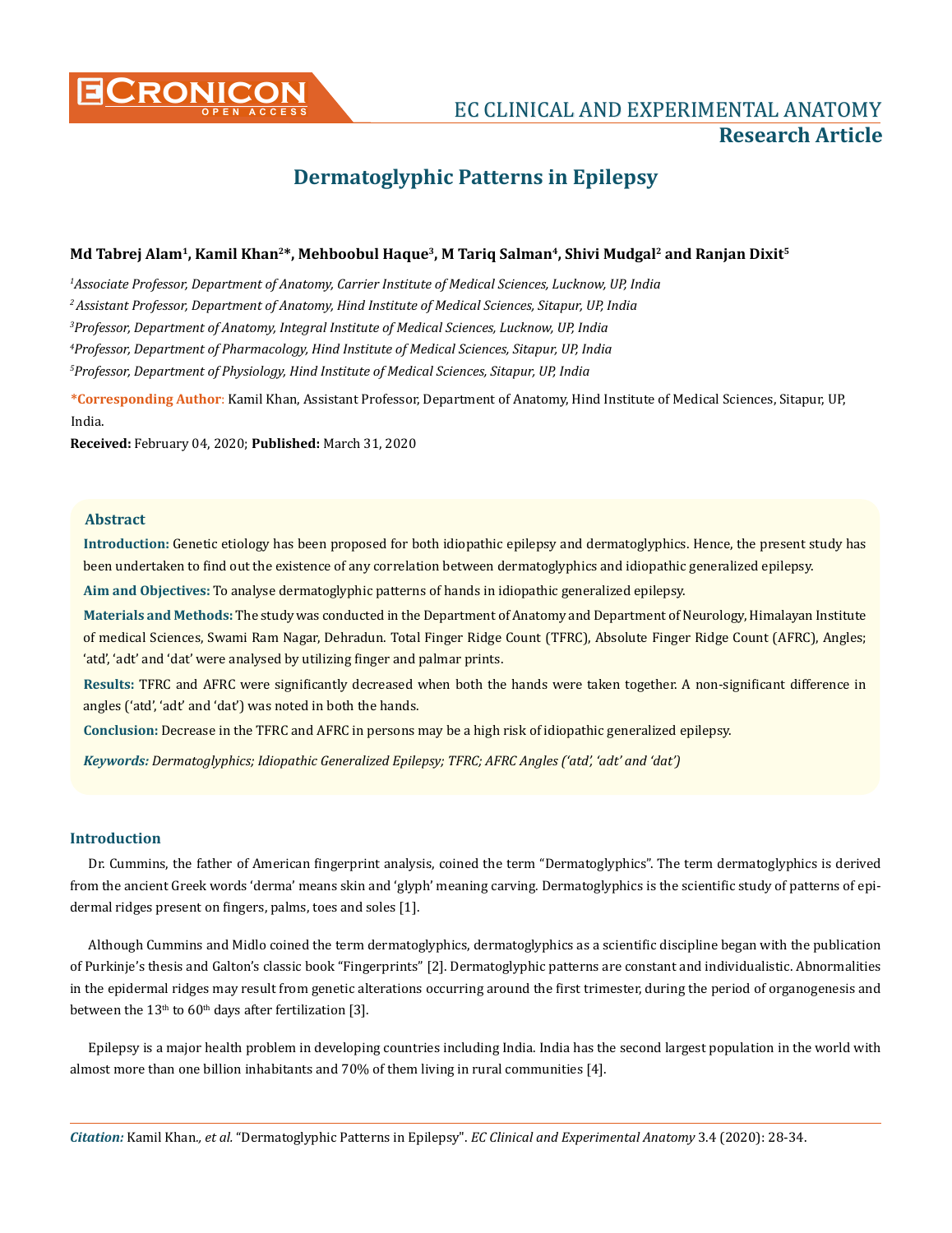# Dermatoglyphic Patterns in Epilepsy

**Md Tabrej Alam[1], Kamil Khan[2]*, Mehboobul Haque[3], M Tariq Salman[4], Shivi Mudgal[2] and Ranjan Dixit[5]**

[1]*Associate Professor, Department of Anatomy, Carrier Institute of Medical Sciences, Lucknow, UP, India*

[2]*Assistant Professor, Department of Anatomy, Hind Institute of Medical Sciences, Sitapur, UP, India*

[3]*Professor, Department of Anatomy, Integral Institute of Medical Sciences, Lucknow, UP, India*

[4]*Professor, Department of Pharmacology, Hind Institute of Medical Sciences, Sitapur, UP, India*

[5]*Professor, Department of Physiology, Hind Institute of Medical Sciences, Sitapur, UP, India*

**\*Corresponding Author**: Kamil Khan, Assistant Professor, Department of Anatomy, Hind Institute of Medical Sciences, Sitapur, UP, India.

**Received:** February 04, 2020; **Published:** March 31, 2020

## Abstract

**Introduction:** Genetic etiology has been proposed for both idiopathic epilepsy and dermatoglyphics. Hence, the present study has been undertaken to find out the existence of any correlation between dermatoglyphics and idiopathic generalized epilepsy.

**Aim and Objectives:** To analyse dermatoglyphic patterns of hands in idiopathic generalized epilepsy.

**Materials and Methods:** The study was conducted in the Department of Anatomy and Department of Neurology, Himalayan Institute of medical Sciences, Swami Ram Nagar, Dehradun. Total Finger Ridge Count (TFRC), Absolute Finger Ridge Count (AFRC), Angles; 'atd', 'adt' and 'dat' were analysed by utilizing finger and palmar prints.

**Results:** TFRC and AFRC were significantly decreased when both the hands were taken together. A non-significant difference in angles ('atd', 'adt' and 'dat') was noted in both the hands.

**Conclusion:** Decrease in the TFRC and AFRC in persons may be a high risk of idiopathic generalized epilepsy.

***Keywords:*** *Dermatoglyphics; Idiopathic Generalized Epilepsy; TFRC; AFRC Angles ('atd', 'adt' and 'dat')*

## Introduction

Dr. Cummins, the father of American fingerprint analysis, coined the term "Dermatoglyphics". The term dermatoglyphics is derived from the ancient Greek words 'derma' means skin and 'glyph' meaning carving. Dermatoglyphics is the scientific study of patterns of epidermal ridges present on fingers, palms, toes and soles [1].

Although Cummins and Midlo coined the term dermatoglyphics, dermatoglyphics as a scientific discipline began with the publication of Purkinje's thesis and Galton's classic book "Fingerprints" [2]. Dermatoglyphic patterns are constant and individualistic. Abnormalities in the epidermal ridges may result from genetic alterations occurring around the first trimester, during the period of organogenesis and between the 13th to 60th days after fertilization [3].

Epilepsy is a major health problem in developing countries including India. India has the second largest population in the world with almost more than one billion inhabitants and 70% of them living in rural communities [4].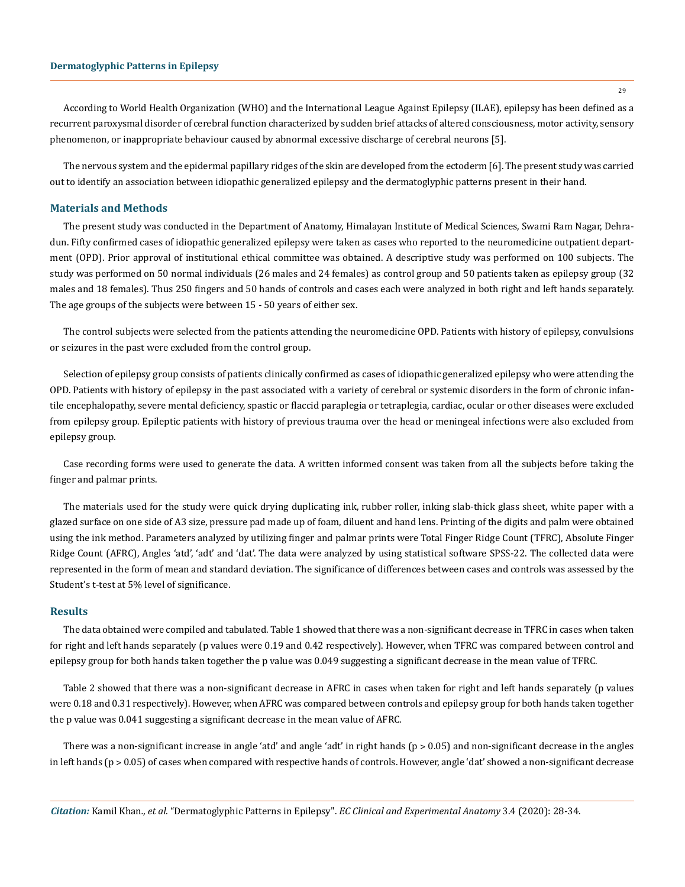According to World Health Organization (WHO) and the International League Against Epilepsy (ILAE), epilepsy has been defined as a recurrent paroxysmal disorder of cerebral function characterized by sudden brief attacks of altered consciousness, motor activity, sensory phenomenon, or inappropriate behaviour caused by abnormal excessive discharge of cerebral neurons [5].

The nervous system and the epidermal papillary ridges of the skin are developed from the ectoderm [6]. The present study was carried out to identify an association between idiopathic generalized epilepsy and the dermatoglyphic patterns present in their hand.

## Materials and Methods

The present study was conducted in the Department of Anatomy, Himalayan Institute of Medical Sciences, Swami Ram Nagar, Dehradun. Fifty confirmed cases of idiopathic generalized epilepsy were taken as cases who reported to the neuromedicine outpatient department (OPD). Prior approval of institutional ethical committee was obtained. A descriptive study was performed on 100 subjects. The study was performed on 50 normal individuals (26 males and 24 females) as control group and 50 patients taken as epilepsy group (32 males and 18 females). Thus 250 fingers and 50 hands of controls and cases each were analyzed in both right and left hands separately. The age groups of the subjects were between 15 - 50 years of either sex.

The control subjects were selected from the patients attending the neuromedicine OPD. Patients with history of epilepsy, convulsions or seizures in the past were excluded from the control group.

Selection of epilepsy group consists of patients clinically confirmed as cases of idiopathic generalized epilepsy who were attending the OPD. Patients with history of epilepsy in the past associated with a variety of cerebral or systemic disorders in the form of chronic infantile encephalopathy, severe mental deficiency, spastic or flaccid paraplegia or tetraplegia, cardiac, ocular or other diseases were excluded from epilepsy group. Epileptic patients with history of previous trauma over the head or meningeal infections were also excluded from epilepsy group.

Case recording forms were used to generate the data. A written informed consent was taken from all the subjects before taking the finger and palmar prints.

The materials used for the study were quick drying duplicating ink, rubber roller, inking slab-thick glass sheet, white paper with a glazed surface on one side of A3 size, pressure pad made up of foam, diluent and hand lens. Printing of the digits and palm were obtained using the ink method. Parameters analyzed by utilizing finger and palmar prints were Total Finger Ridge Count (TFRC), Absolute Finger Ridge Count (AFRC), Angles 'atd', 'adt' and 'dat'. The data were analyzed by using statistical software SPSS-22. The collected data were represented in the form of mean and standard deviation. The significance of differences between cases and controls was assessed by the Student's t-test at 5% level of significance.

## Results

The data obtained were compiled and tabulated. Table 1 showed that there was a non-significant decrease in TFRC in cases when taken for right and left hands separately (p values were 0.19 and 0.42 respectively). However, when TFRC was compared between control and epilepsy group for both hands taken together the p value was 0.049 suggesting a significant decrease in the mean value of TFRC.

Table 2 showed that there was a non-significant decrease in AFRC in cases when taken for right and left hands separately (p values were 0.18 and 0.31 respectively). However, when AFRC was compared between controls and epilepsy group for both hands taken together the p value was 0.041 suggesting a significant decrease in the mean value of AFRC.

There was a non-significant increase in angle 'atd' and angle 'adt' in right hands ($p > 0.05$) and non-significant decrease in the angles in left hands ($p > 0.05$) of cases when compared with respective hands of controls. However, angle 'dat' showed a non-significant decrease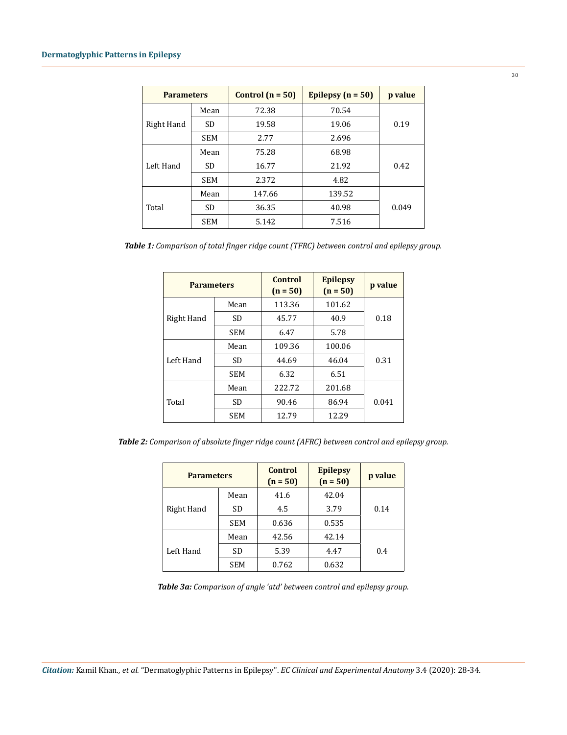| Parameters | | Control (n = 50) | Epilepsy (n = 50) | p value |
|---|---|---|---|---|
| Right Hand | Mean | 72.38 | 70.54 | 0.19 |
| | SD | 19.58 | 19.06 | |
| | SEM | 2.77 | 2.696 | |
| Left Hand | Mean | 75.28 | 68.98 | 0.42 |
| | SD | 16.77 | 21.92 | |
| | SEM | 2.372 | 4.82 | |
| Total | Mean | 147.66 | 139.52 | 0.049 |
| | SD | 36.35 | 40.98 | |
| | SEM | 5.142 | 7.516 | |

***Table 1:*** *Comparison of total finger ridge count (TFRC) between control and epilepsy group.*

| Parameters | | Control (n = 50) | Epilepsy (n = 50) | p value |
|---|---|---|---|---|
| Right Hand | Mean | 113.36 | 101.62 | 0.18 |
| | SD | 45.77 | 40.9 | |
| | SEM | 6.47 | 5.78 | |
| Left Hand | Mean | 109.36 | 100.06 | 0.31 |
| | SD | 44.69 | 46.04 | |
| | SEM | 6.32 | 6.51 | |
| Total | Mean | 222.72 | 201.68 | 0.041 |
| | SD | 90.46 | 86.94 | |
| | SEM | 12.79 | 12.29 | |

***Table 2:*** *Comparison of absolute finger ridge count (AFRC) between control and epilepsy group.*

| Parameters | | Control (n = 50) | Epilepsy (n = 50) | p value |
|---|---|---|---|---|
| Right Hand | Mean | 41.6 | 42.04 | 0.14 |
| | SD | 4.5 | 3.79 | |
| | SEM | 0.636 | 0.535 | |
| Left Hand | Mean | 42.56 | 42.14 | 0.4 |
| | SD | 5.39 | 4.47 | |
| | SEM | 0.762 | 0.632 | |

***Table 3a:*** *Comparison of angle 'atd' between control and epilepsy group.*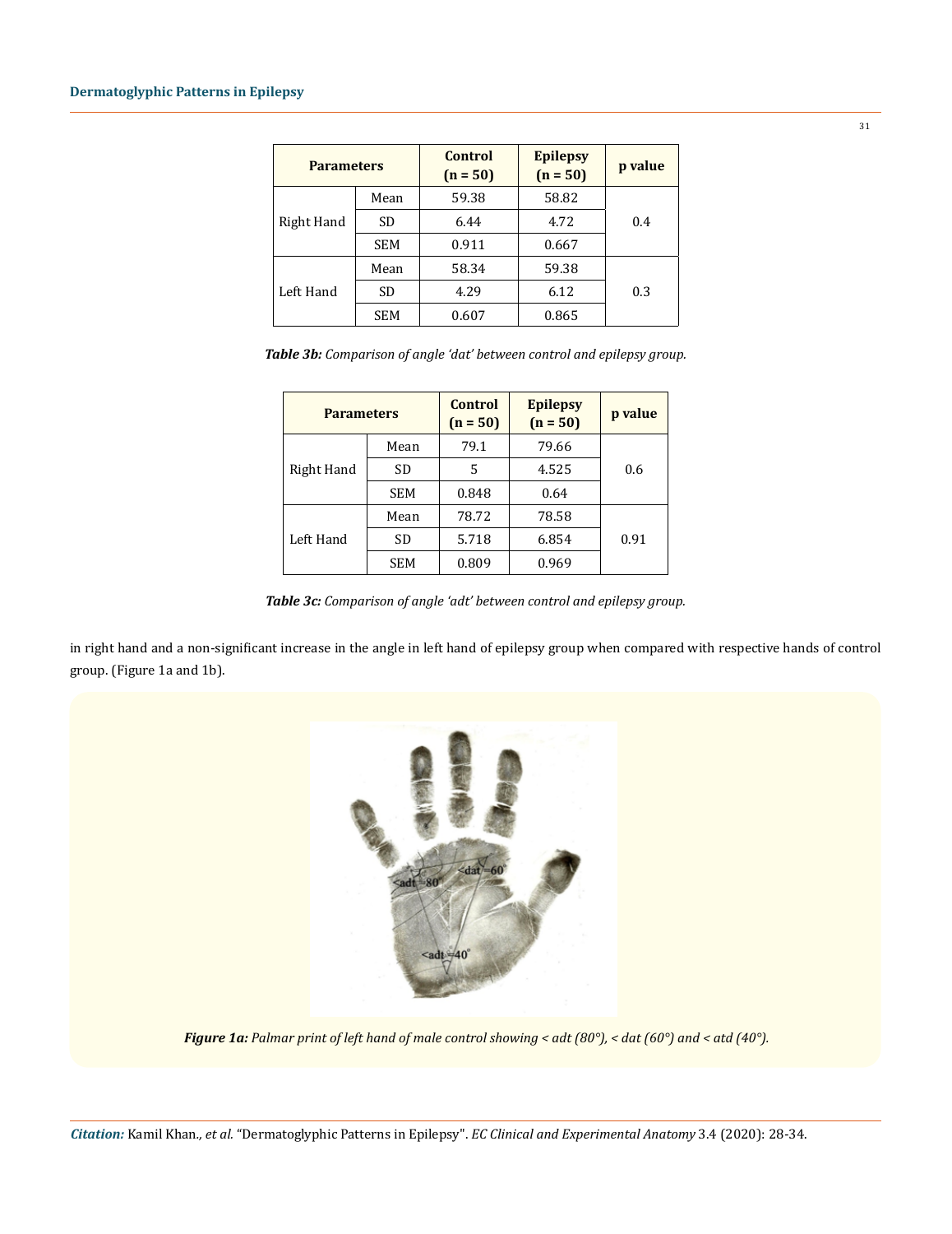| Parameters | | Control (n = 50) | Epilepsy (n = 50) | p value |
|---|---|---|---|---|
| Right Hand | Mean | 59.38 | 58.82 | 0.4 |
| | SD | 6.44 | 4.72 | |
| | SEM | 0.911 | 0.667 | |
| Left Hand | Mean | 58.34 | 59.38 | 0.3 |
| | SD | 4.29 | 6.12 | |
| | SEM | 0.607 | 0.865 | |

***Table 3b:*** *Comparison of angle 'dat' between control and epilepsy group.*

| Parameters | | Control (n = 50) | Epilepsy (n = 50) | p value |
|---|---|---|---|---|
| Right Hand | Mean | 79.1 | 79.66 | 0.6 |
| | SD | 5 | 4.525 | |
| | SEM | 0.848 | 0.64 | |
| Left Hand | Mean | 78.72 | 78.58 | 0.91 |
| | SD | 5.718 | 6.854 | |
| | SEM | 0.809 | 0.969 | |

***Table 3c:*** *Comparison of angle 'adt' between control and epilepsy group.*

in right hand and a non-significant increase in the angle in left hand of epilepsy group when compared with respective hands of control group. (Figure 1a and 1b).

***Figure 1a:*** *Palmar print of left hand of male control showing < adt (80°), < dat (60°) and < atd (40°).*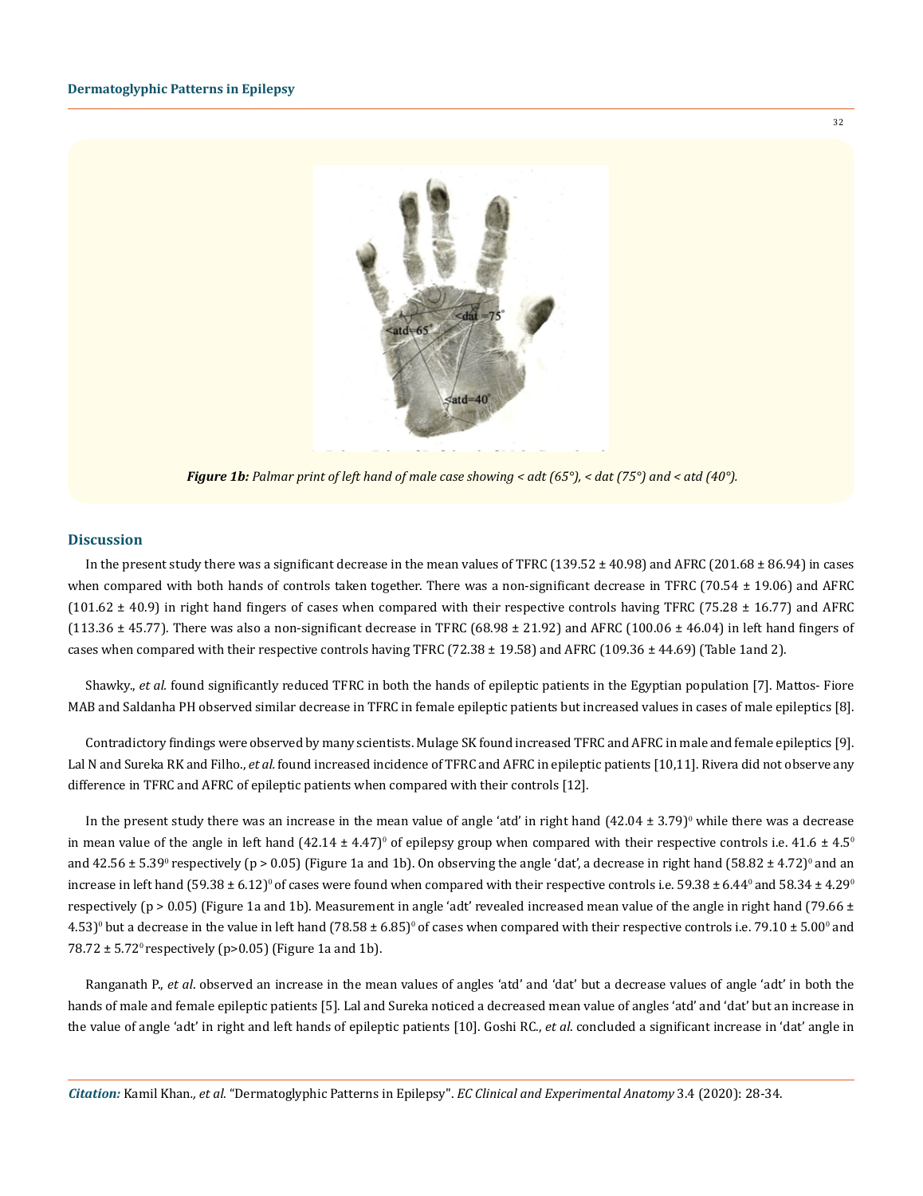*Figure 1b: Palmar print of left hand of male case showing < adt (65°), < dat (75°) and < atd (40°).*

## Discussion

In the present study there was a significant decrease in the mean values of TFRC (139.52 ± 40.98) and AFRC (201.68 ± 86.94) in cases when compared with both hands of controls taken together. There was a non-significant decrease in TFRC (70.54 ± 19.06) and AFRC (101.62 ± 40.9) in right hand fingers of cases when compared with their respective controls having TFRC (75.28 ± 16.77) and AFRC (113.36 ± 45.77). There was also a non-significant decrease in TFRC (68.98 ± 21.92) and AFRC (100.06 ± 46.04) in left hand fingers of cases when compared with their respective controls having TFRC (72.38 ± 19.58) and AFRC (109.36 ± 44.69) (Table 1and 2).

Shawky., *et al.* found significantly reduced TFRC in both the hands of epileptic patients in the Egyptian population [7]. Mattos- Fiore MAB and Saldanha PH observed similar decrease in TFRC in female epileptic patients but increased values in cases of male epileptics [8].

Contradictory findings were observed by many scientists. Mulage SK found increased TFRC and AFRC in male and female epileptics [9]. Lal N and Sureka RK and Filho., *et al.* found increased incidence of TFRC and AFRC in epileptic patients [10,11]. Rivera did not observe any difference in TFRC and AFRC of epileptic patients when compared with their controls [12].

In the present study there was an increase in the mean value of angle 'atd' in right hand $(42.04 \pm 3.79)^0$ while there was a decrease in mean value of the angle in left hand $(42.14 \pm 4.47)^0$ of epilepsy group when compared with their respective controls i.e. $41.6 \pm 4.5^0$ and $42.56 \pm 5.39^0$ respectively ($p > 0.05$) (Figure 1a and 1b). On observing the angle 'dat', a decrease in right hand $(58.82 \pm 4.72)^0$ and an increase in left hand $(59.38 \pm 6.12)^0$ of cases were found when compared with their respective controls i.e. $59.38 \pm 6.44^0$ and $58.34 \pm 4.29^0$ respectively ($p > 0.05$) (Figure 1a and 1b). Measurement in angle 'adt' revealed increased mean value of the angle in right hand $(79.66 \pm 4.53)^0$ but a decrease in the value in left hand $(78.58 \pm 6.85)^0$ of cases when compared with their respective controls i.e. $79.10 \pm 5.00^0$ and $78.72 \pm 5.72^0$ respectively ($p>0.05$) (Figure 1a and 1b).

Ranganath P., *et al*. observed an increase in the mean values of angles 'atd' and 'dat' but a decrease values of angle 'adt' in both the hands of male and female epileptic patients [5]. Lal and Sureka noticed a decreased mean value of angles 'atd' and 'dat' but an increase in the value of angle 'adt' in right and left hands of epileptic patients [10]. Goshi RC., *et al*. concluded a significant increase in 'dat' angle in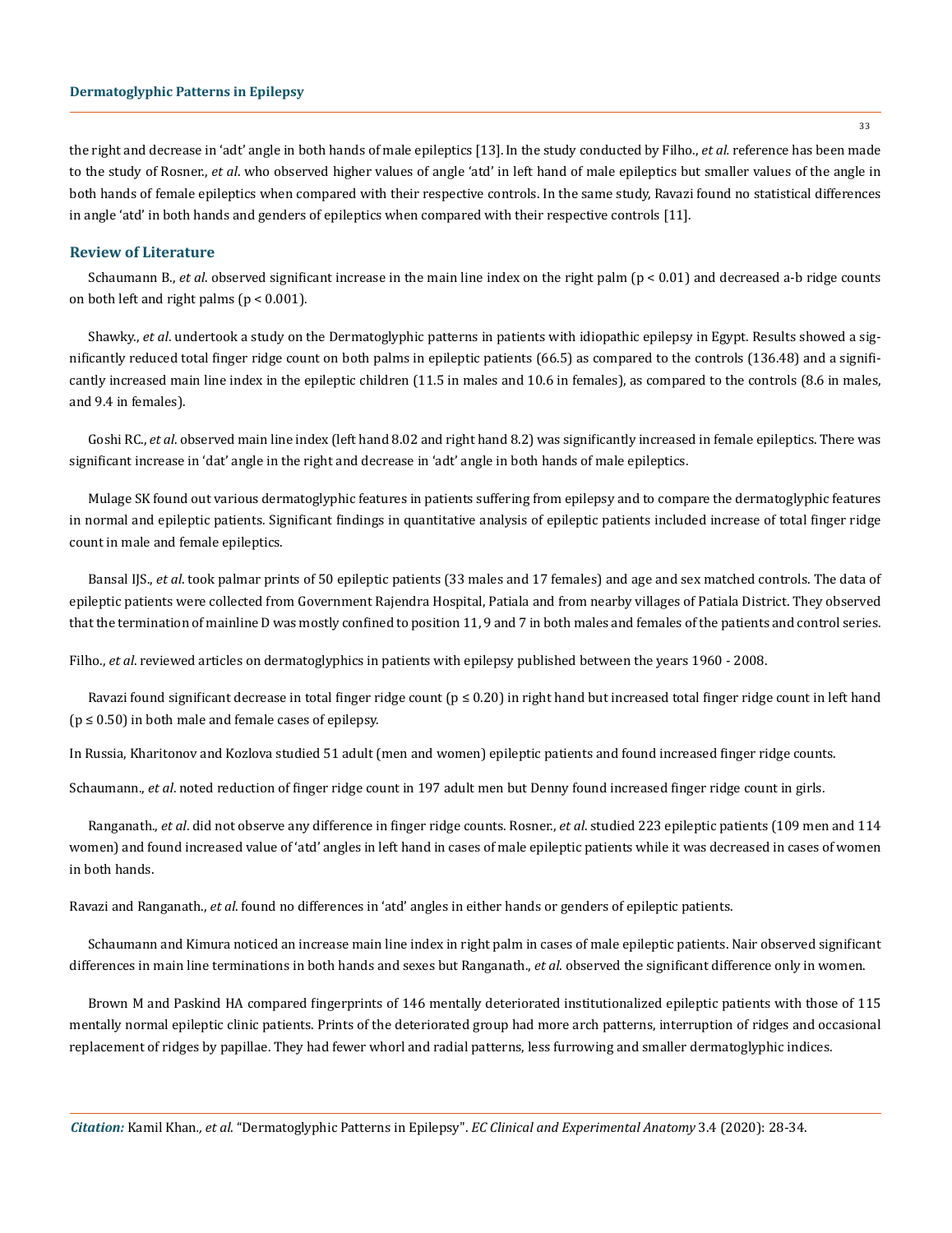the right and decrease in 'adt' angle in both hands of male epileptics [13]. In the study conducted by Filho., *et al.* reference has been made to the study of Rosner., *et al*. who observed higher values of angle 'atd' in left hand of male epileptics but smaller values of the angle in both hands of female epileptics when compared with their respective controls. In the same study, Ravazi found no statistical differences in angle 'atd' in both hands and genders of epileptics when compared with their respective controls [11].

## Review of Literature

Schaumann B., *et al*. observed significant increase in the main line index on the right palm ($p < 0.01$) and decreased a-b ridge counts on both left and right palms ($p < 0.001$).

Shawky., *et al*. undertook a study on the Dermatoglyphic patterns in patients with idiopathic epilepsy in Egypt. Results showed a significantly reduced total finger ridge count on both palms in epileptic patients (66.5) as compared to the controls (136.48) and a significantly increased main line index in the epileptic children (11.5 in males and 10.6 in females), as compared to the controls (8.6 in males, and 9.4 in females).

Goshi RC., *et al*. observed main line index (left hand 8.02 and right hand 8.2) was significantly increased in female epileptics. There was significant increase in 'dat' angle in the right and decrease in 'adt' angle in both hands of male epileptics.

Mulage SK found out various dermatoglyphic features in patients suffering from epilepsy and to compare the dermatoglyphic features in normal and epileptic patients. Significant findings in quantitative analysis of epileptic patients included increase of total finger ridge count in male and female epileptics.

Bansal IJS., *et al*. took palmar prints of 50 epileptic patients (33 males and 17 females) and age and sex matched controls. The data of epileptic patients were collected from Government Rajendra Hospital, Patiala and from nearby villages of Patiala District. They observed that the termination of mainline D was mostly confined to position 11, 9 and 7 in both males and females of the patients and control series.

Filho., *et al*. reviewed articles on dermatoglyphics in patients with epilepsy published between the years 1960 - 2008.

Ravazi found significant decrease in total finger ridge count ($p \leq 0.20$) in right hand but increased total finger ridge count in left hand ($p \leq 0.50$) in both male and female cases of epilepsy.

In Russia, Kharitonov and Kozlova studied 51 adult (men and women) epileptic patients and found increased finger ridge counts.

Schaumann., *et al*. noted reduction of finger ridge count in 197 adult men but Denny found increased finger ridge count in girls.

Ranganath., *et al*. did not observe any difference in finger ridge counts. Rosner., *et al*. studied 223 epileptic patients (109 men and 114 women) and found increased value of 'atd' angles in left hand in cases of male epileptic patients while it was decreased in cases of women in both hands.

Ravazi and Ranganath., *et al*. found no differences in 'atd' angles in either hands or genders of epileptic patients.

Schaumann and Kimura noticed an increase main line index in right palm in cases of male epileptic patients. Nair observed significant differences in main line terminations in both hands and sexes but Ranganath., *et al*. observed the significant difference only in women.

Brown M and Paskind HA compared fingerprints of 146 mentally deteriorated institutionalized epileptic patients with those of 115 mentally normal epileptic clinic patients. Prints of the deteriorated group had more arch patterns, interruption of ridges and occasional replacement of ridges by papillae. They had fewer whorl and radial patterns, less furrowing and smaller dermatoglyphic indices.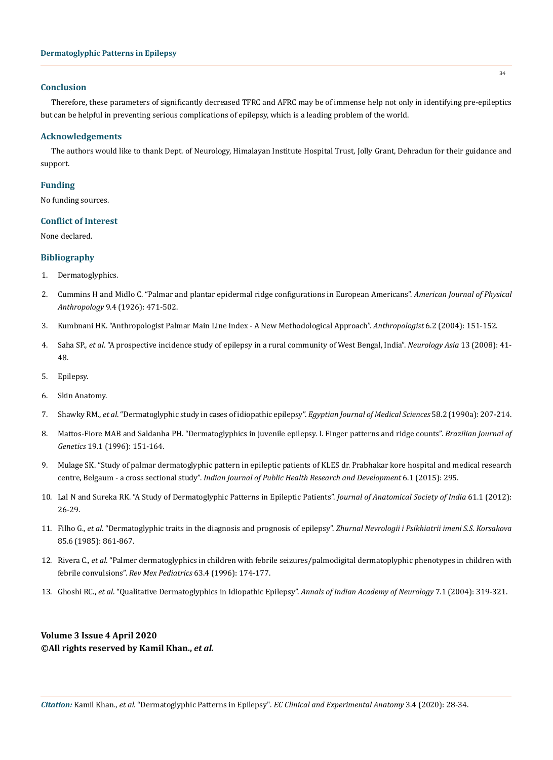## Conclusion

Therefore, these parameters of significantly decreased TFRC and AFRC may be of immense help not only in identifying pre-epileptics but can be helpful in preventing serious complications of epilepsy, which is a leading problem of the world.

## Acknowledgements

The authors would like to thank Dept. of Neurology, Himalayan Institute Hospital Trust, Jolly Grant, Dehradun for their guidance and support.

## Funding

No funding sources.

## Conflict of Interest

None declared.

## Bibliography

1. Dermatoglyphics.
2. Cummins H and Midlo C. "Palmar and plantar epidermal ridge configurations in European Americans". *American Journal of Physical Anthropology* 9.4 (1926): 471-502.
3. Kumbnani HK. "Anthropologist Palmar Main Line Index - A New Methodological Approach". *Anthropologist* 6.2 (2004): 151-152.
4. Saha SP., *et al*. "A prospective incidence study of epilepsy in a rural community of West Bengal, India". *Neurology Asia* 13 (2008): 41-48.
5. Epilepsy.
6. Skin Anatomy.
7. Shawky RM., *et al*. "Dermatoglyphic study in cases of idiopathic epilepsy". *Egyptian Journal of Medical Sciences* 58.2 (1990a): 207-214.
8. Mattos-Fiore MAB and Saldanha PH. "Dermatoglyphics in juvenile epilepsy. I. Finger patterns and ridge counts". *Brazilian Journal of Genetics* 19.1 (1996): 151-164.
9. Mulage SK. "Study of palmar dermatoglyphic pattern in epileptic patients of KLES dr. Prabhakar kore hospital and medical research centre, Belgaum - a cross sectional study". *Indian Journal of Public Health Research and Development* 6.1 (2015): 295.
10. Lal N and Sureka RK. "A Study of Dermatoglyphic Patterns in Epileptic Patients". *Journal of Anatomical Society of India* 61.1 (2012): 26-29.
11. Filho G., *et al*. "Dermatoglyphic traits in the diagnosis and prognosis of epilepsy". *Zhurnal Nevrologii i Psikhiatrii imeni S.S. Korsakova* 85.6 (1985): 861-867.
12. Rivera C., *et al*. "Palmer dermatoglyphics in children with febrile seizures/palmodigital dermatoplyphic phenotypes in children with febrile convulsions". *Rev Mex Pediatrics* 63.4 (1996): 174-177.
13. Ghoshi RC., *et al*. "Qualitative Dermatoglyphics in Idiopathic Epilepsy". *Annals of Indian Academy of Neurology* 7.1 (2004): 319-321.

**Volume 3 Issue 4 April 2020**
**©All rights reserved by Kamil Khan., *et al.***